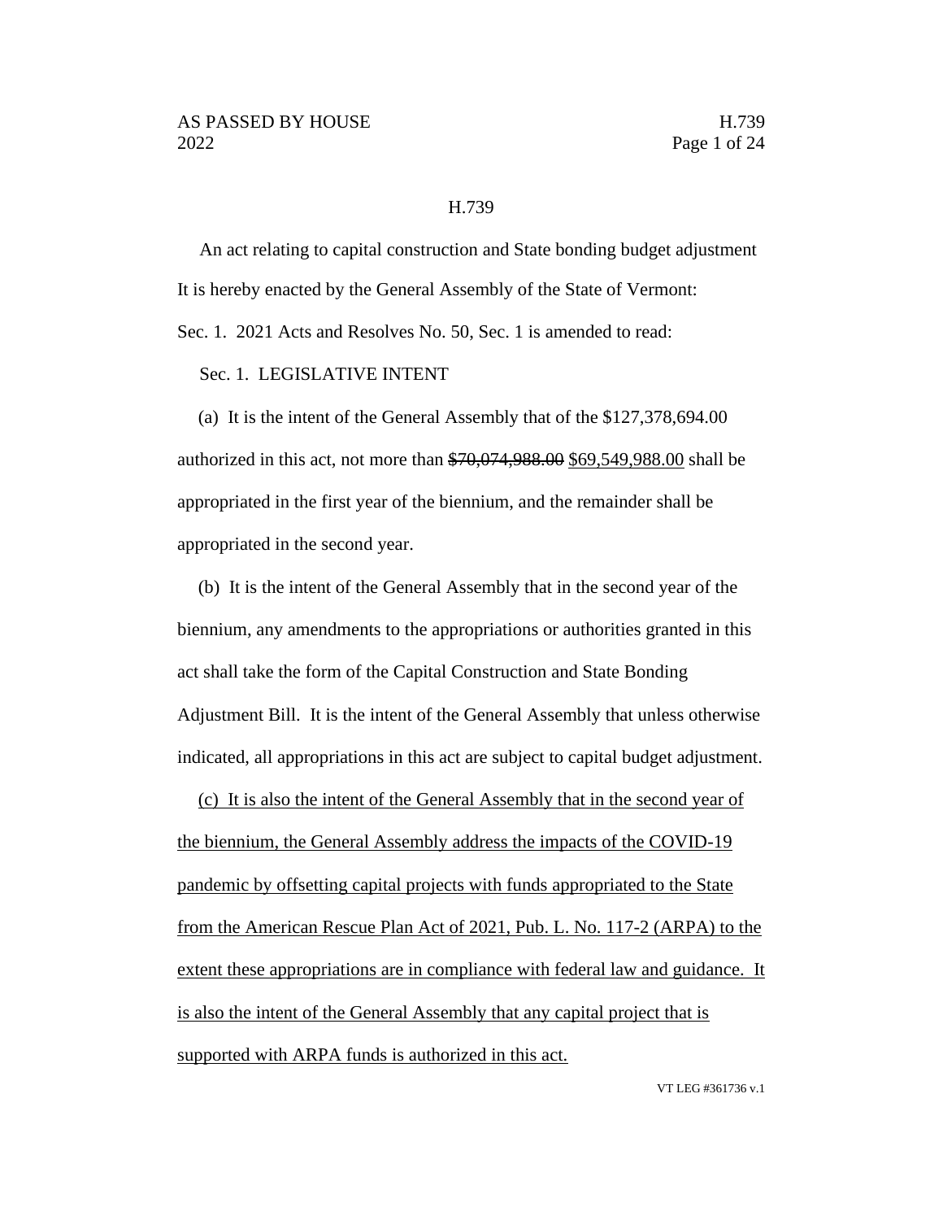H.739

An act relating to capital construction and State bonding budget adjustment

It is hereby enacted by the General Assembly of the State of Vermont:

Sec. 1. 2021 Acts and Resolves No. 50, Sec. 1 is amended to read:

Sec. 1. LEGISLATIVE INTENT

(a) It is the intent of the General Assembly that of the $127,378,694.00 authorized in this act, not more than ~~$70,074,988.00~~ <u>$69,549,988.00</u> shall be appropriated in the first year of the biennium, and the remainder shall be appropriated in the second year.

(b) It is the intent of the General Assembly that in the second year of the biennium, any amendments to the appropriations or authorities granted in this act shall take the form of the Capital Construction and State Bonding Adjustment Bill. It is the intent of the General Assembly that unless otherwise indicated, all appropriations in this act are subject to capital budget adjustment.

<u>(c) It is also the intent of the General Assembly that in the second year of the biennium, the General Assembly address the impacts of the COVID-19 pandemic by offsetting capital projects with funds appropriated to the State from the American Rescue Plan Act of 2021, Pub. L. No. 117-2 (ARPA) to the extent these appropriations are in compliance with federal law and guidance. It is also the intent of the General Assembly that any capital project that is supported with ARPA funds is authorized in this act.</u>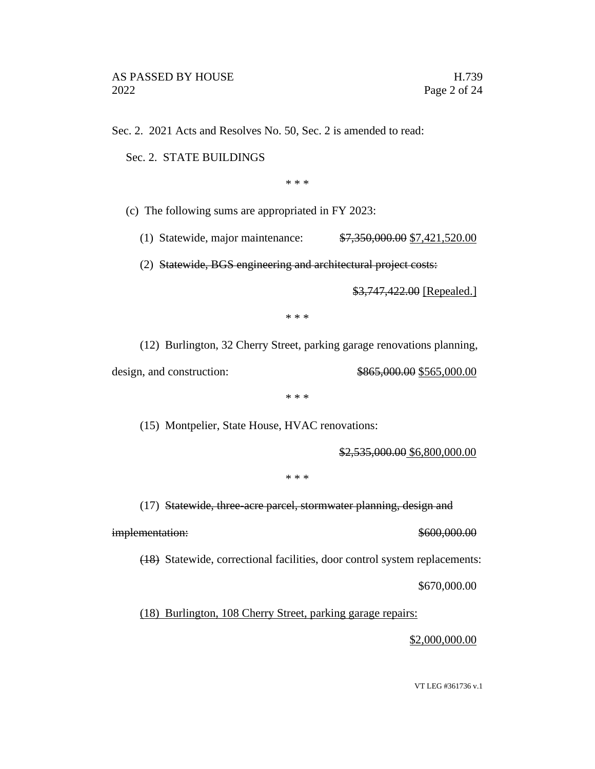Sec. 2. 2021 Acts and Resolves No. 50, Sec. 2 is amended to read:

Sec. 2. STATE BUILDINGS

\* \* \*

(c) The following sums are appropriated in FY 2023:

(1) Statewide, major maintenance: ~~$7,350,000.00~~ <u>$7,421,520.00</u>

(2) ~~Statewide, BGS engineering and architectural project costs:~~

~~$3,747,422.00~~ <u>[Repealed.]</u>

\* \* \*

(12) Burlington, 32 Cherry Street, parking garage renovations planning, design, and construction: ~~$865,000.00~~ <u>$565,000.00</u>

\* \* \*

(15) Montpelier, State House, HVAC renovations:

~~$2,535,000.00~~ <u>$6,800,000.00</u>

\* \* \*

(17) ~~Statewide, three-acre parcel, stormwater planning, design and implementation: $600,000.00~~

~~(18)~~ Statewide, correctional facilities, door control system replacements:

$670,000.00

<u>(18) Burlington, 108 Cherry Street, parking garage repairs:</u>

<u>$2,000,000.00</u>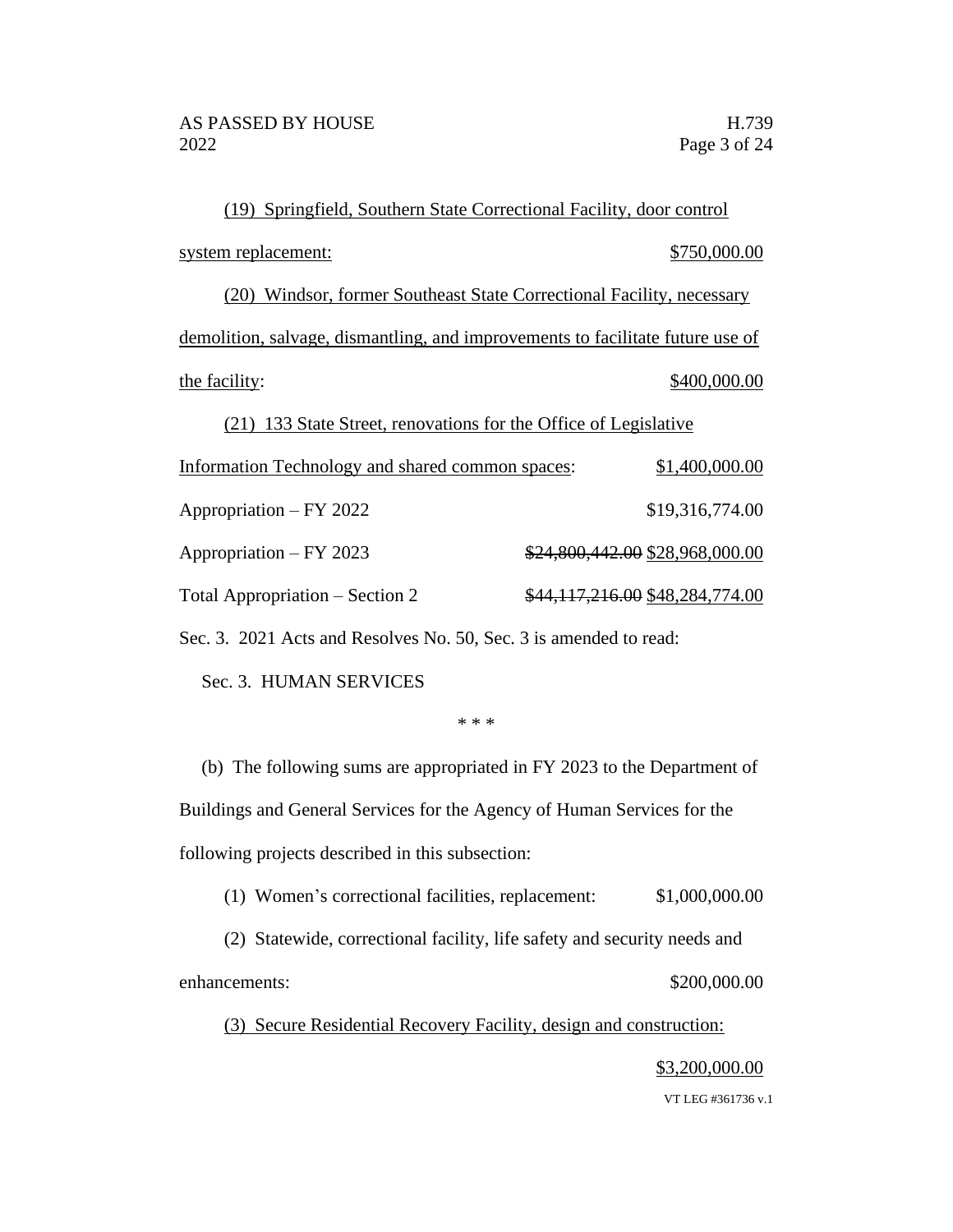(19) Springfield, Southern State Correctional Facility, door control system replacement: $750,000.00

(20) Windsor, former Southeast State Correctional Facility, necessary demolition, salvage, dismantling, and improvements to facilitate future use of the facility: $400,000.00

(21) 133 State Street, renovations for the Office of Legislative Information Technology and shared common spaces: $1,400,000.00

Appropriation – FY 2022 $19,316,774.00

Appropriation – FY 2023 ~~$24,800,442.00~~ $28,968,000.00

Total Appropriation – Section 2 ~~$44,117,216.00~~ $48,284,774.00

Sec. 3. 2021 Acts and Resolves No. 50, Sec. 3 is amended to read:

Sec. 3. HUMAN SERVICES

\* \* \*

(b) The following sums are appropriated in FY 2023 to the Department of Buildings and General Services for the Agency of Human Services for the following projects described in this subsection:

(1) Women's correctional facilities, replacement: $1,000,000.00

(2) Statewide, correctional facility, life safety and security needs and enhancements: $200,000.00

(3) Secure Residential Recovery Facility, design and construction: $3,200,000.00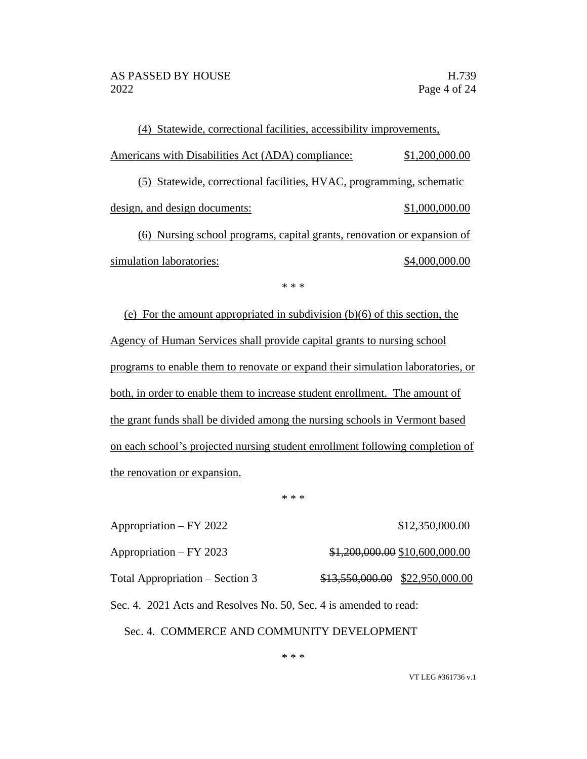(4) Statewide, correctional facilities, accessibility improvements, Americans with Disabilities Act (ADA) compliance: $1,200,000.00

(5) Statewide, correctional facilities, HVAC, programming, schematic design, and design documents: $1,000,000.00

(6) Nursing school programs, capital grants, renovation or expansion of simulation laboratories: $4,000,000.00

\* \* \*

(e) For the amount appropriated in subdivision (b)(6) of this section, the Agency of Human Services shall provide capital grants to nursing school programs to enable them to renovate or expand their simulation laboratories, or both, in order to enable them to increase student enrollment. The amount of the grant funds shall be divided among the nursing schools in Vermont based on each school's projected nursing student enrollment following completion of the renovation or expansion.

\* \* \*

Appropriation – FY 2022 $12,350,000.00

Appropriation – FY 2023 ~~$1,200,000.00~~ $10,600,000.00

Total Appropriation – Section 3 ~~$13,550,000.00~~ $22,950,000.00

Sec. 4. 2021 Acts and Resolves No. 50, Sec. 4 is amended to read:

Sec. 4. COMMERCE AND COMMUNITY DEVELOPMENT

\* \* \*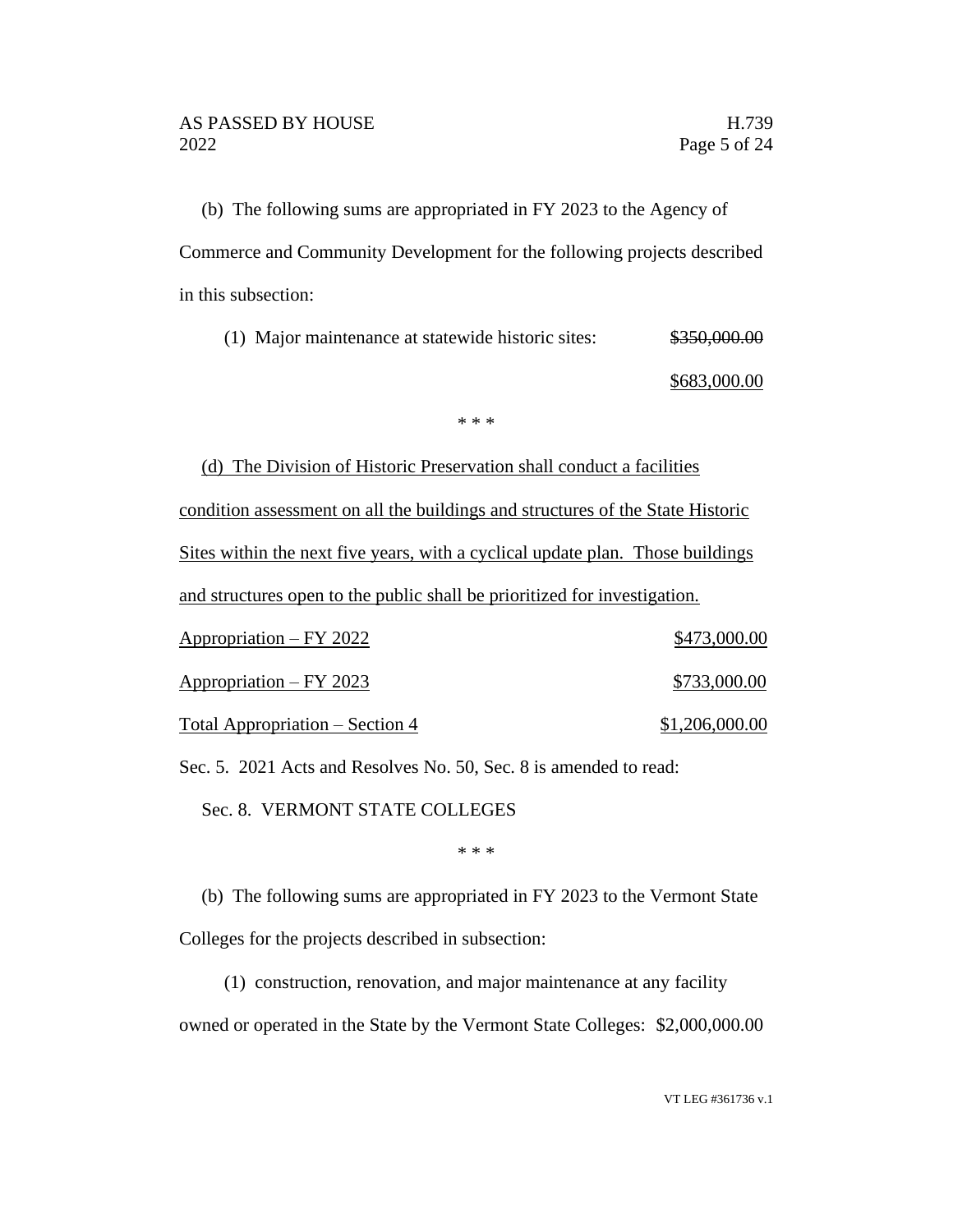(b) The following sums are appropriated in FY 2023 to the Agency of Commerce and Community Development for the following projects described in this subsection:

(1) Major maintenance at statewide historic sites: ~~$350,000.00~~ <u>$683,000.00</u>

\* \* \*

<u>(d) The Division of Historic Preservation shall conduct a facilities condition assessment on all the buildings and structures of the State Historic Sites within the next five years, with a cyclical update plan. Those buildings and structures open to the public shall be prioritized for investigation.</u>

| | |
|---|---|
| <u>Appropriation – FY 2022</u> | <u>$473,000.00</u> |
| <u>Appropriation – FY 2023</u> | <u>$733,000.00</u> |
| <u>Total Appropriation – Section 4</u> | <u>$1,206,000.00</u> |

Sec. 5. 2021 Acts and Resolves No. 50, Sec. 8 is amended to read:

Sec. 8. VERMONT STATE COLLEGES

\* \* \*

(b) The following sums are appropriated in FY 2023 to the Vermont State Colleges for the projects described in subsection:

(1) construction, renovation, and major maintenance at any facility owned or operated in the State by the Vermont State Colleges: $2,000,000.00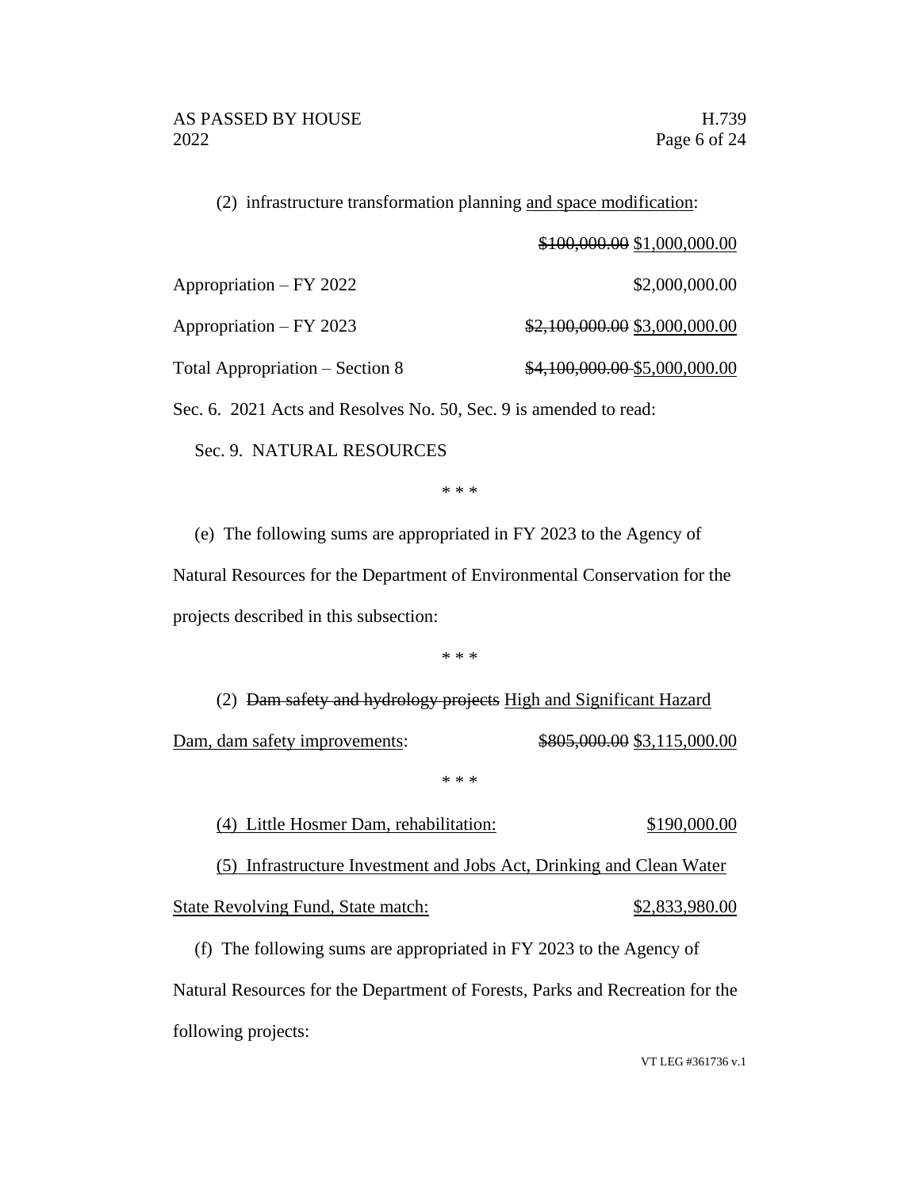(2) infrastructure transformation planning <u>and space modification</u>:

~~$100,000.00~~ <u>$1,000,000.00</u>

Appropriation – FY 2022 $2,000,000.00

Appropriation – FY 2023 ~~$2,100,000.00~~ <u>$3,000,000.00</u>

Total Appropriation – Section 8 ~~$4,100,000.00~~ <u>$5,000,000.00</u>

Sec. 6. 2021 Acts and Resolves No. 50, Sec. 9 is amended to read:

Sec. 9. NATURAL RESOURCES

\* \* \*

(e) The following sums are appropriated in FY 2023 to the Agency of Natural Resources for the Department of Environmental Conservation for the projects described in this subsection:

\* \* \*

(2) ~~Dam safety and hydrology projects~~ <u>High and Significant Hazard Dam, dam safety improvements</u>: ~~$805,000.00~~ <u>$3,115,000.00</u>

\* \* \*

<u>(4) Little Hosmer Dam, rehabilitation: $190,000.00</u>

<u>(5) Infrastructure Investment and Jobs Act, Drinking and Clean Water State Revolving Fund, State match: $2,833,980.00</u>

(f) The following sums are appropriated in FY 2023 to the Agency of Natural Resources for the Department of Forests, Parks and Recreation for the following projects: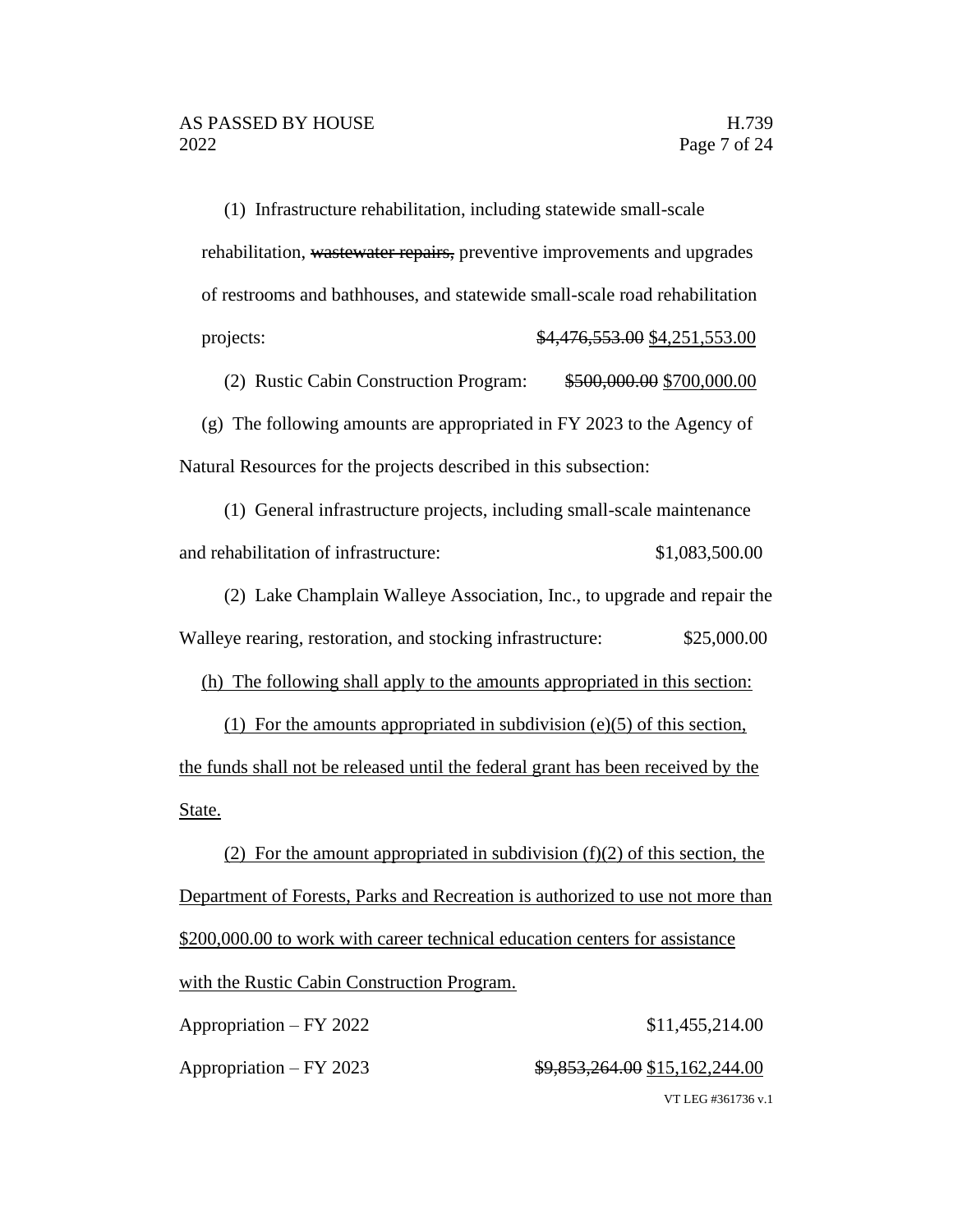(1) Infrastructure rehabilitation, including statewide small-scale rehabilitation, ~~wastewater repairs,~~ preventive improvements and upgrades of restrooms and bathhouses, and statewide small-scale road rehabilitation projects: ~~$4,476,553.00~~ <u>$4,251,553.00</u>

(2) Rustic Cabin Construction Program: ~~$500,000.00~~ <u>$700,000.00</u>

(g) The following amounts are appropriated in FY 2023 to the Agency of Natural Resources for the projects described in this subsection:

(1) General infrastructure projects, including small-scale maintenance and rehabilitation of infrastructure: $1,083,500.00

(2) Lake Champlain Walleye Association, Inc., to upgrade and repair the Walleye rearing, restoration, and stocking infrastructure: $25,000.00

<u>(h) The following shall apply to the amounts appropriated in this section:</u>

<u>(1) For the amounts appropriated in subdivision (e)(5) of this section, the funds shall not be released until the federal grant has been received by the State.</u>

<u>(2) For the amount appropriated in subdivision (f)(2) of this section, the Department of Forests, Parks and Recreation is authorized to use not more than $200,000.00 to work with career technical education centers for assistance with the Rustic Cabin Construction Program.</u>

Appropriation – FY 2022 $11,455,214.00

Appropriation – FY 2023 ~~$9,853,264.00~~ <u>$15,162,244.00</u>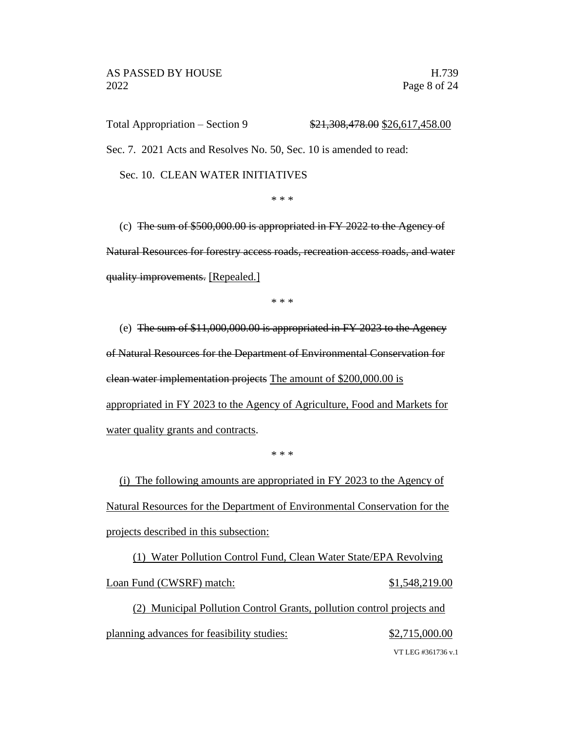Total Appropriation – Section 9 ~~$21,308,478.00~~ <u>$26,617,458.00</u>

Sec. 7. 2021 Acts and Resolves No. 50, Sec. 10 is amended to read:

Sec. 10. CLEAN WATER INITIATIVES

\* \* \*

(c) ~~The sum of $500,000.00 is appropriated in FY 2022 to the Agency of Natural Resources for forestry access roads, recreation access roads, and water quality improvements.~~ <u>[Repealed.]</u>

\* \* \*

(e) ~~The sum of $11,000,000.00 is appropriated in FY 2023 to the Agency of Natural Resources for the Department of Environmental Conservation for clean water implementation projects~~ <u>The amount of $200,000.00 is appropriated in FY 2023 to the Agency of Agriculture, Food and Markets for water quality grants and contracts</u>.

\* \* \*

<u>(i) The following amounts are appropriated in FY 2023 to the Agency of Natural Resources for the Department of Environmental Conservation for the projects described in this subsection:</u>

<u>(1) Water Pollution Control Fund, Clean Water State/EPA Revolving Loan Fund (CWSRF) match: $1,548,219.00</u>

<u>(2) Municipal Pollution Control Grants, pollution control projects and planning advances for feasibility studies: $2,715,000.00</u>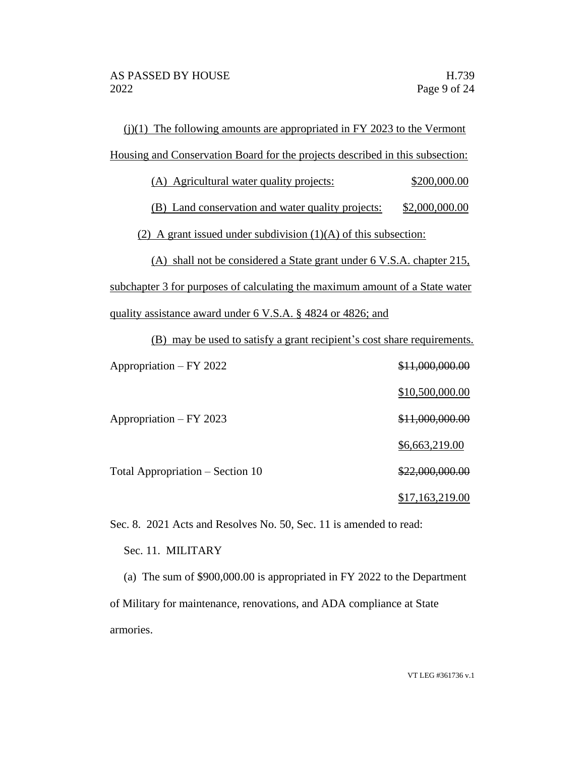(j)(1) The following amounts are appropriated in FY 2023 to the Vermont Housing and Conservation Board for the projects described in this subsection:

(A) Agricultural water quality projects: $200,000.00

(B) Land conservation and water quality projects: $2,000,000.00

(2) A grant issued under subdivision (1)(A) of this subsection:

(A) shall not be considered a State grant under 6 V.S.A. chapter 215, subchapter 3 for purposes of calculating the maximum amount of a State water quality assistance award under 6 V.S.A. § 4824 or 4826; and

(B) may be used to satisfy a grant recipient's cost share requirements.

| | |
|---|---|
| Appropriation – FY 2022 | ~~$11,000,000.00~~ |
| | $10,500,000.00 |
| Appropriation – FY 2023 | ~~$11,000,000.00~~ |
| | $6,663,219.00 |
| Total Appropriation – Section 10 | ~~$22,000,000.00~~ |
| | $17,163,219.00 |

Sec. 8. 2021 Acts and Resolves No. 50, Sec. 11 is amended to read:

Sec. 11. MILITARY

(a) The sum of $900,000.00 is appropriated in FY 2022 to the Department of Military for maintenance, renovations, and ADA compliance at State armories.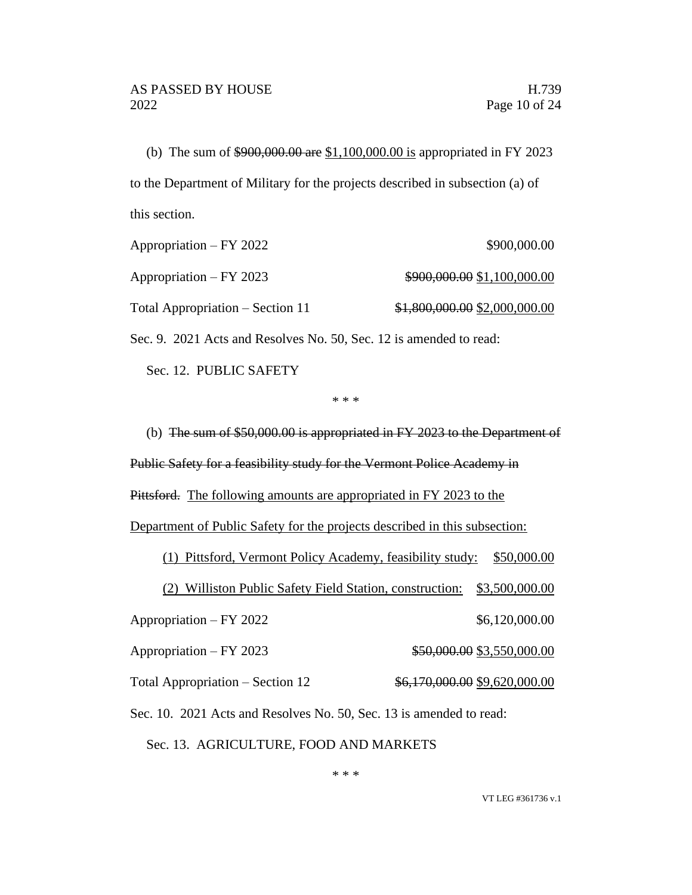(b) The sum of ~~$900,000.00 are~~ <u>$1,100,000.00 is</u> appropriated in FY 2023 to the Department of Military for the projects described in subsection (a) of this section.

| | |
|---|---|
| Appropriation – FY 2022 | $900,000.00 |
| Appropriation – FY 2023 | ~~$900,000.00~~ <u>$1,100,000.00</u> |
| Total Appropriation – Section 11 | ~~$1,800,000.00~~ <u>$2,000,000.00</u> |

Sec. 9. 2021 Acts and Resolves No. 50, Sec. 12 is amended to read:

Sec. 12. PUBLIC SAFETY

\* \* \*

(b) ~~The sum of $50,000.00 is appropriated in FY 2023 to the Department of Public Safety for a feasibility study for the Vermont Police Academy in Pittsford.~~ <u>The following amounts are appropriated in FY 2023 to the Department of Public Safety for the projects described in this subsection:</u>

<u>(1) Pittsford, Vermont Policy Academy, feasibility study: $50,000.00</u>

<u>(2) Williston Public Safety Field Station, construction: $3,500,000.00</u>

| | |
|---|---|
| Appropriation – FY 2022 | $6,120,000.00 |
| Appropriation – FY 2023 | ~~$50,000.00~~ <u>$3,550,000.00</u> |
| Total Appropriation – Section 12 | ~~$6,170,000.00~~ <u>$9,620,000.00</u> |

Sec. 10. 2021 Acts and Resolves No. 50, Sec. 13 is amended to read:

Sec. 13. AGRICULTURE, FOOD AND MARKETS

\* \* \*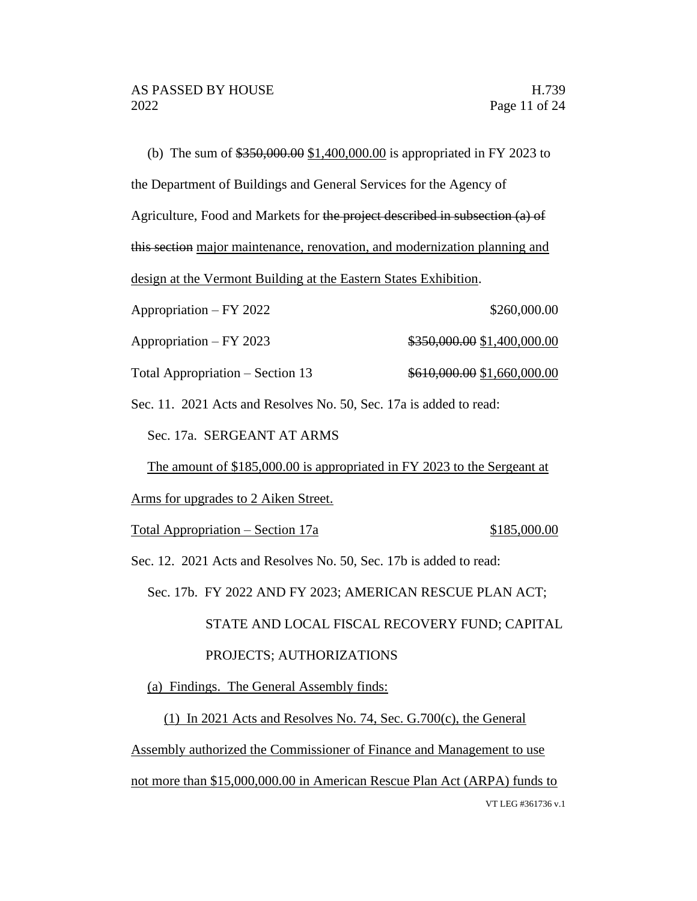(b) The sum of ~~$350,000.00~~ <u>$1,400,000.00</u> is appropriated in FY 2023 to the Department of Buildings and General Services for the Agency of Agriculture, Food and Markets for ~~the project described in subsection (a) of this section~~ <u>major maintenance, renovation, and modernization planning and design at the Vermont Building at the Eastern States Exhibition</u>.

| | |
|---|---|
| Appropriation – FY 2022 | $260,000.00 |
| Appropriation – FY 2023 | ~~$350,000.00~~ $1,400,000.00 |
| Total Appropriation – Section 13 | ~~$610,000.00~~ $1,660,000.00 |

Sec. 11. 2021 Acts and Resolves No. 50, Sec. 17a is added to read:

<u>Sec. 17a. SERGEANT AT ARMS</u>

<u>The amount of $185,000.00 is appropriated in FY 2023 to the Sergeant at Arms for upgrades to 2 Aiken Street.</u>

| | |
|---|---|
| <u>Total Appropriation – Section 17a</u> | <u>$185,000.00</u> |

Sec. 12. 2021 Acts and Resolves No. 50, Sec. 17b is added to read:

<u>Sec. 17b. FY 2022 AND FY 2023; AMERICAN RESCUE PLAN ACT; STATE AND LOCAL FISCAL RECOVERY FUND; CAPITAL PROJECTS; AUTHORIZATIONS</u>

<u>(a) Findings. The General Assembly finds:</u>

<u>(1) In 2021 Acts and Resolves No. 74, Sec. G.700(c), the General Assembly authorized the Commissioner of Finance and Management to use not more than $15,000,000.00 in American Rescue Plan Act (ARPA) funds to</u>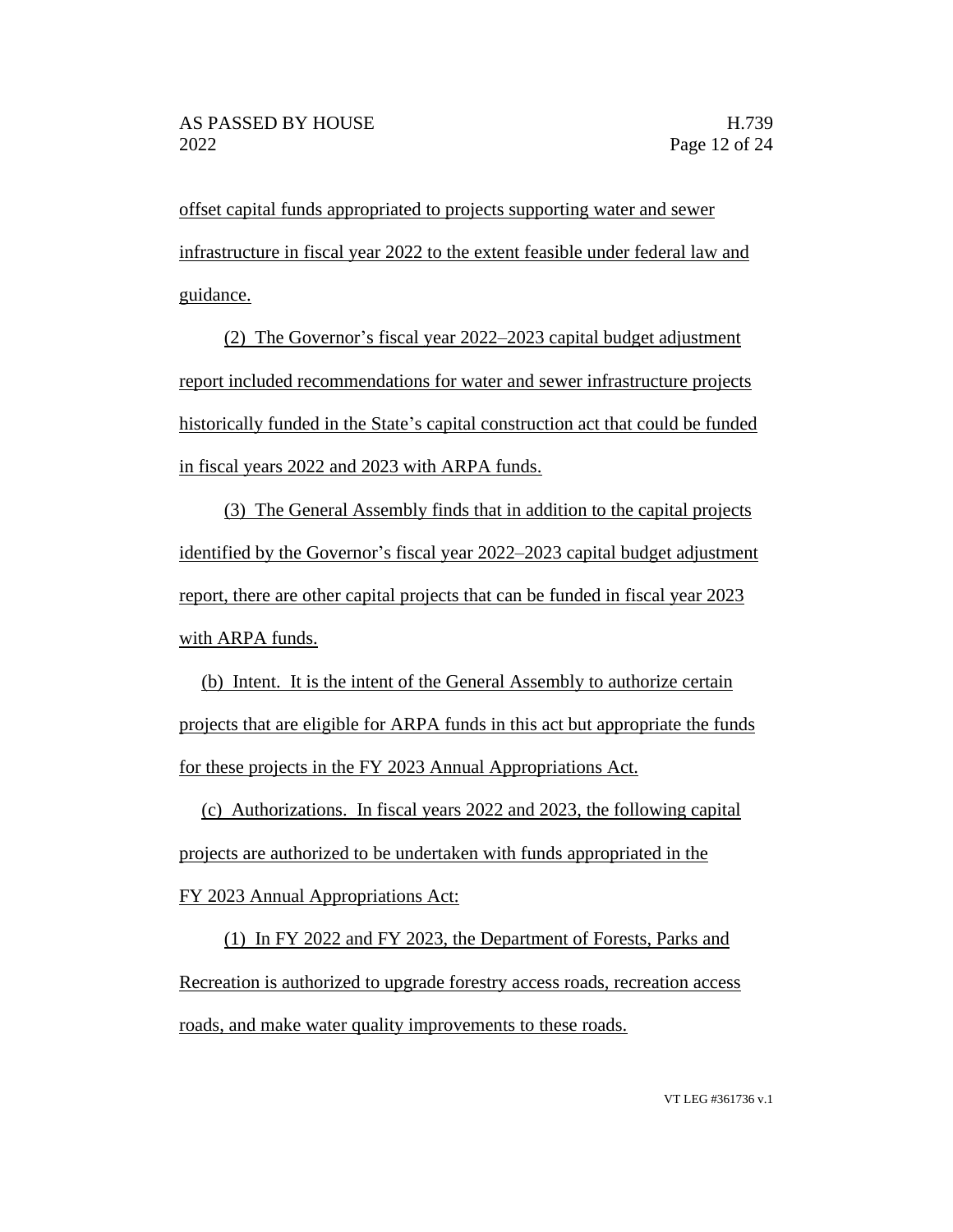offset capital funds appropriated to projects supporting water and sewer infrastructure in fiscal year 2022 to the extent feasible under federal law and guidance.

(2) The Governor's fiscal year 2022–2023 capital budget adjustment report included recommendations for water and sewer infrastructure projects historically funded in the State's capital construction act that could be funded in fiscal years 2022 and 2023 with ARPA funds.

(3) The General Assembly finds that in addition to the capital projects identified by the Governor's fiscal year 2022–2023 capital budget adjustment report, there are other capital projects that can be funded in fiscal year 2023 with ARPA funds.

(b) Intent. It is the intent of the General Assembly to authorize certain projects that are eligible for ARPA funds in this act but appropriate the funds for these projects in the FY 2023 Annual Appropriations Act.

(c) Authorizations. In fiscal years 2022 and 2023, the following capital projects are authorized to be undertaken with funds appropriated in the FY 2023 Annual Appropriations Act:

(1) In FY 2022 and FY 2023, the Department of Forests, Parks and Recreation is authorized to upgrade forestry access roads, recreation access roads, and make water quality improvements to these roads.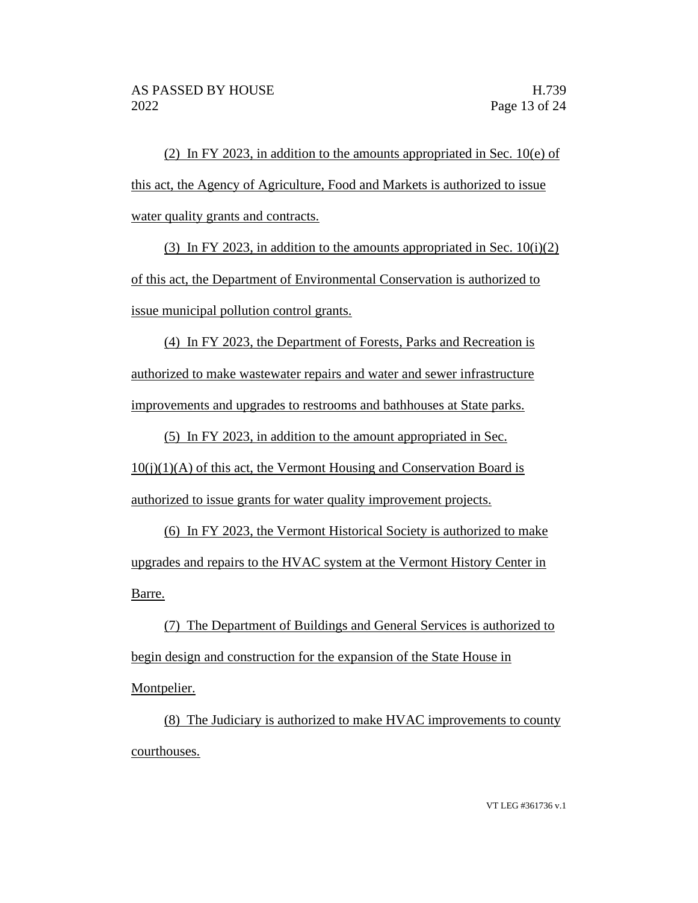(2) In FY 2023, in addition to the amounts appropriated in Sec. 10(e) of this act, the Agency of Agriculture, Food and Markets is authorized to issue water quality grants and contracts.

(3) In FY 2023, in addition to the amounts appropriated in Sec. 10(i)(2) of this act, the Department of Environmental Conservation is authorized to issue municipal pollution control grants.

(4) In FY 2023, the Department of Forests, Parks and Recreation is authorized to make wastewater repairs and water and sewer infrastructure improvements and upgrades to restrooms and bathhouses at State parks.

(5) In FY 2023, in addition to the amount appropriated in Sec. 10(j)(1)(A) of this act, the Vermont Housing and Conservation Board is authorized to issue grants for water quality improvement projects.

(6) In FY 2023, the Vermont Historical Society is authorized to make upgrades and repairs to the HVAC system at the Vermont History Center in Barre.

(7) The Department of Buildings and General Services is authorized to begin design and construction for the expansion of the State House in Montpelier.

(8) The Judiciary is authorized to make HVAC improvements to county courthouses.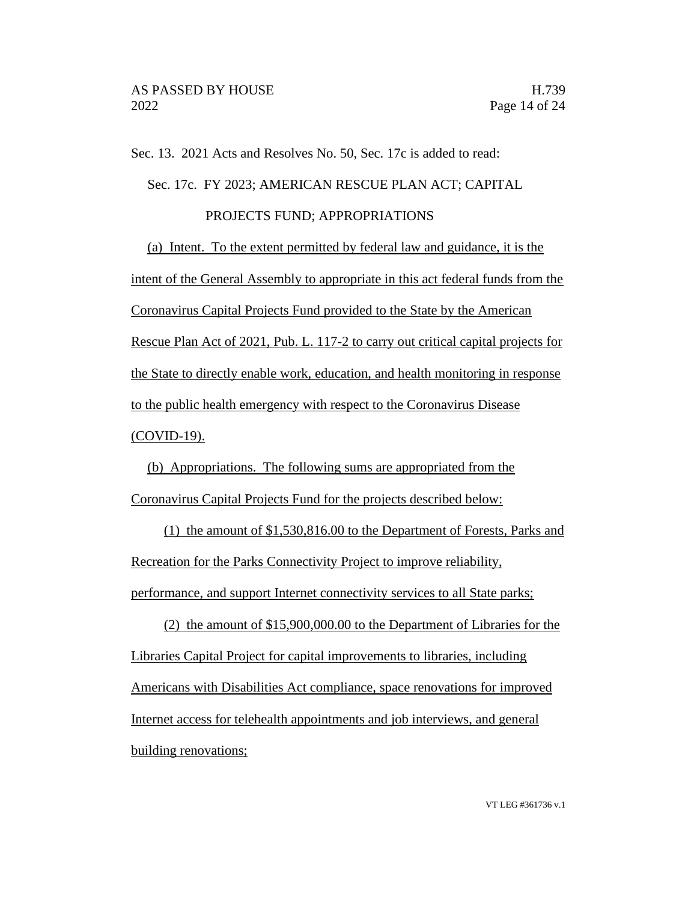Sec. 13. 2021 Acts and Resolves No. 50, Sec. 17c is added to read:

Sec. 17c. FY 2023; AMERICAN RESCUE PLAN ACT; CAPITAL PROJECTS FUND; APPROPRIATIONS

(a) Intent. To the extent permitted by federal law and guidance, it is the intent of the General Assembly to appropriate in this act federal funds from the Coronavirus Capital Projects Fund provided to the State by the American Rescue Plan Act of 2021, Pub. L. 117-2 to carry out critical capital projects for the State to directly enable work, education, and health monitoring in response to the public health emergency with respect to the Coronavirus Disease (COVID-19).

(b) Appropriations. The following sums are appropriated from the Coronavirus Capital Projects Fund for the projects described below:

(1) the amount of $1,530,816.00 to the Department of Forests, Parks and Recreation for the Parks Connectivity Project to improve reliability, performance, and support Internet connectivity services to all State parks;

(2) the amount of $15,900,000.00 to the Department of Libraries for the Libraries Capital Project for capital improvements to libraries, including Americans with Disabilities Act compliance, space renovations for improved Internet access for telehealth appointments and job interviews, and general building renovations;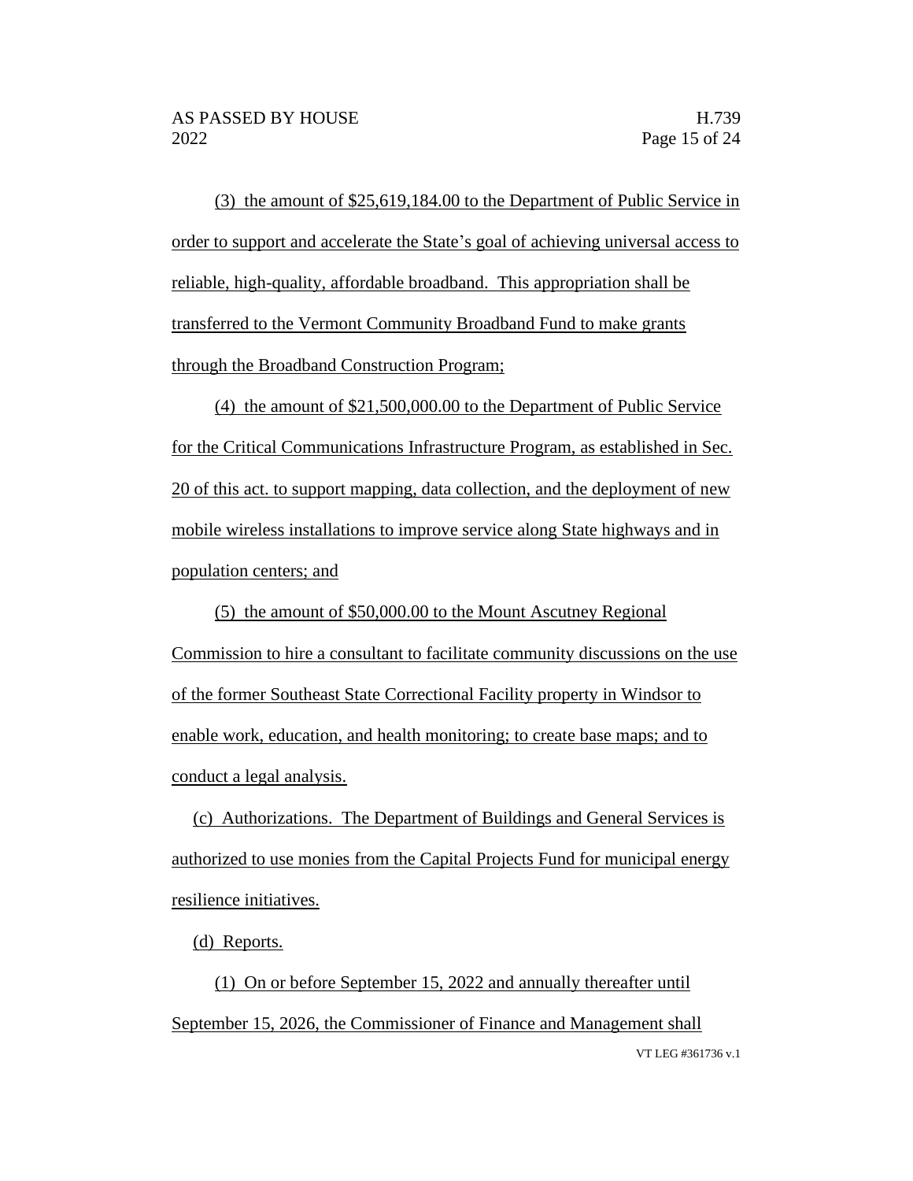(3) the amount of $25,619,184.00 to the Department of Public Service in order to support and accelerate the State's goal of achieving universal access to reliable, high-quality, affordable broadband. This appropriation shall be transferred to the Vermont Community Broadband Fund to make grants through the Broadband Construction Program;

(4) the amount of $21,500,000.00 to the Department of Public Service for the Critical Communications Infrastructure Program, as established in Sec. 20 of this act. to support mapping, data collection, and the deployment of new mobile wireless installations to improve service along State highways and in population centers; and

(5) the amount of $50,000.00 to the Mount Ascutney Regional Commission to hire a consultant to facilitate community discussions on the use of the former Southeast State Correctional Facility property in Windsor to enable work, education, and health monitoring; to create base maps; and to conduct a legal analysis.

(c) Authorizations. The Department of Buildings and General Services is authorized to use monies from the Capital Projects Fund for municipal energy resilience initiatives.

(d) Reports.

(1) On or before September 15, 2022 and annually thereafter until September 15, 2026, the Commissioner of Finance and Management shall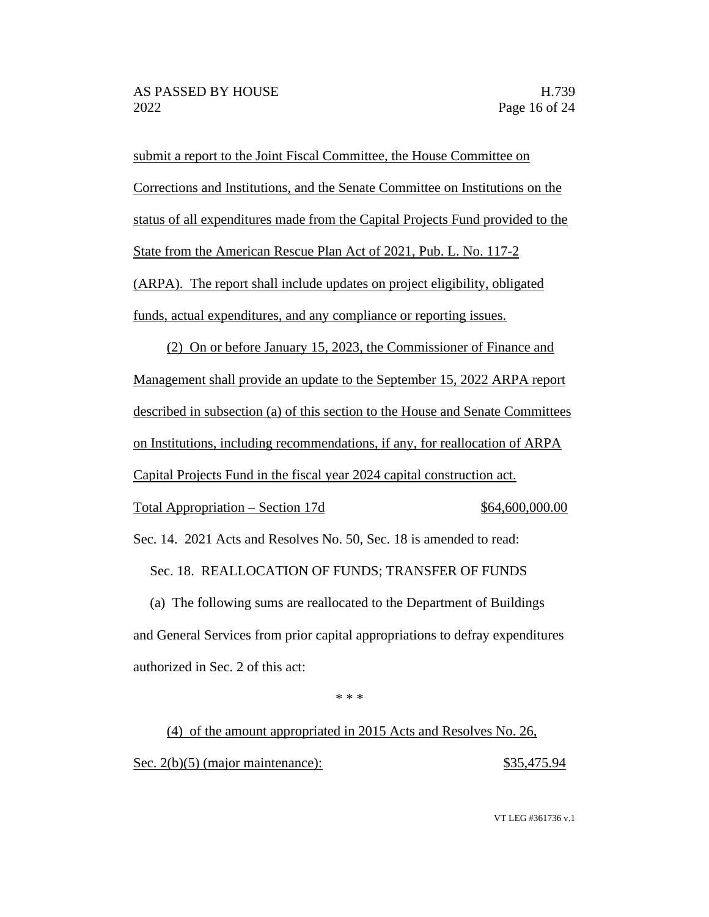submit a report to the Joint Fiscal Committee, the House Committee on Corrections and Institutions, and the Senate Committee on Institutions on the status of all expenditures made from the Capital Projects Fund provided to the State from the American Rescue Plan Act of 2021, Pub. L. No. 117-2 (ARPA). The report shall include updates on project eligibility, obligated funds, actual expenditures, and any compliance or reporting issues.

(2) On or before January 15, 2023, the Commissioner of Finance and Management shall provide an update to the September 15, 2022 ARPA report described in subsection (a) of this section to the House and Senate Committees on Institutions, including recommendations, if any, for reallocation of ARPA Capital Projects Fund in the fiscal year 2024 capital construction act.

Total Appropriation – Section 17d $64,600,000.00

Sec. 14. 2021 Acts and Resolves No. 50, Sec. 18 is amended to read:

Sec. 18. REALLOCATION OF FUNDS; TRANSFER OF FUNDS

(a) The following sums are reallocated to the Department of Buildings and General Services from prior capital appropriations to defray expenditures authorized in Sec. 2 of this act:

\* \* \*

(4) of the amount appropriated in 2015 Acts and Resolves No. 26, Sec. 2(b)(5) (major maintenance): $35,475.94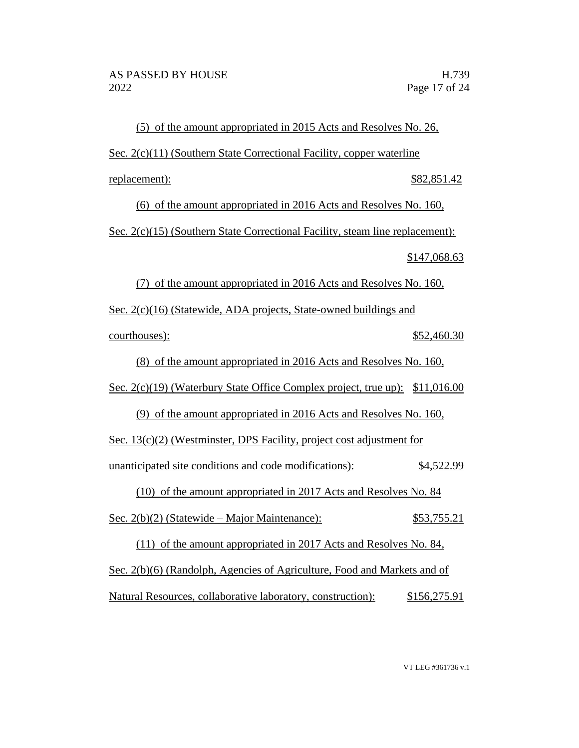(5) of the amount appropriated in 2015 Acts and Resolves No. 26, Sec. 2(c)(11) (Southern State Correctional Facility, copper waterline replacement): $82,851.42

(6) of the amount appropriated in 2016 Acts and Resolves No. 160, Sec. 2(c)(15) (Southern State Correctional Facility, steam line replacement): $147,068.63

(7) of the amount appropriated in 2016 Acts and Resolves No. 160, Sec. 2(c)(16) (Statewide, ADA projects, State-owned buildings and courthouses): $52,460.30

(8) of the amount appropriated in 2016 Acts and Resolves No. 160, Sec. 2(c)(19) (Waterbury State Office Complex project, true up): $11,016.00

(9) of the amount appropriated in 2016 Acts and Resolves No. 160, Sec. 13(c)(2) (Westminster, DPS Facility, project cost adjustment for unanticipated site conditions and code modifications): $4,522.99

(10) of the amount appropriated in 2017 Acts and Resolves No. 84 Sec. 2(b)(2) (Statewide – Major Maintenance): $53,755.21

(11) of the amount appropriated in 2017 Acts and Resolves No. 84, Sec. 2(b)(6) (Randolph, Agencies of Agriculture, Food and Markets and of Natural Resources, collaborative laboratory, construction): $156,275.91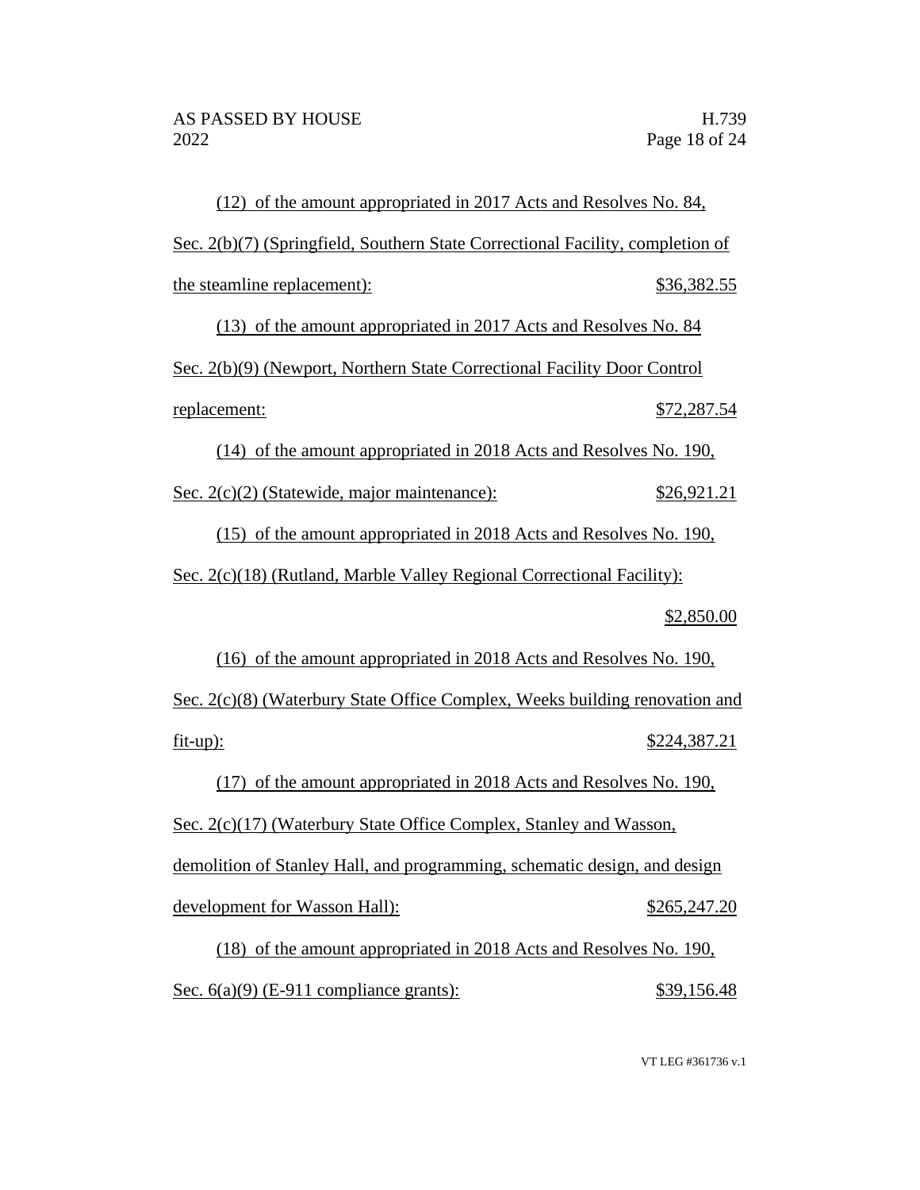(12) of the amount appropriated in 2017 Acts and Resolves No. 84, Sec. 2(b)(7) (Springfield, Southern State Correctional Facility, completion of the steamline replacement): $36,382.55

(13) of the amount appropriated in 2017 Acts and Resolves No. 84 Sec. 2(b)(9) (Newport, Northern State Correctional Facility Door Control replacement: $72,287.54

(14) of the amount appropriated in 2018 Acts and Resolves No. 190, Sec. 2(c)(2) (Statewide, major maintenance): $26,921.21

(15) of the amount appropriated in 2018 Acts and Resolves No. 190, Sec. 2(c)(18) (Rutland, Marble Valley Regional Correctional Facility): $2,850.00

(16) of the amount appropriated in 2018 Acts and Resolves No. 190, Sec. 2(c)(8) (Waterbury State Office Complex, Weeks building renovation and fit-up): $224,387.21

(17) of the amount appropriated in 2018 Acts and Resolves No. 190, Sec. 2(c)(17) (Waterbury State Office Complex, Stanley and Wasson, demolition of Stanley Hall, and programming, schematic design, and design development for Wasson Hall): $265,247.20

(18) of the amount appropriated in 2018 Acts and Resolves No. 190, Sec. 6(a)(9) (E-911 compliance grants): $39,156.48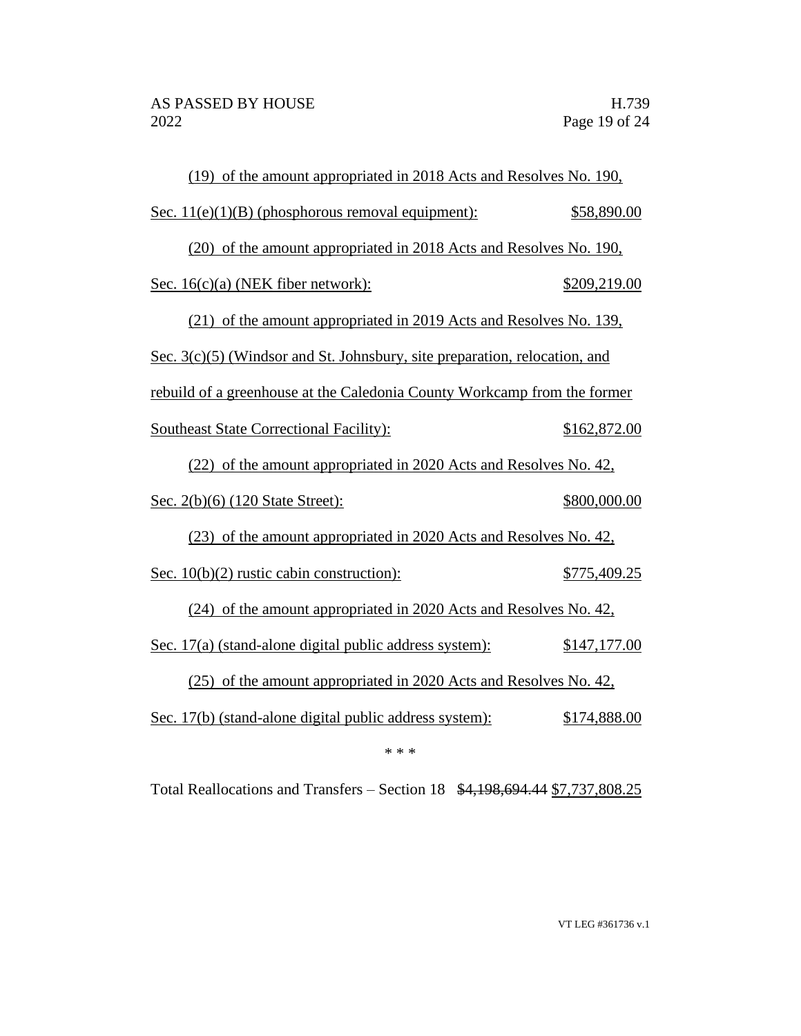(19) of the amount appropriated in 2018 Acts and Resolves No. 190, Sec. 11(e)(1)(B) (phosphorous removal equipment): $58,890.00

(20) of the amount appropriated in 2018 Acts and Resolves No. 190, Sec. 16(c)(a) (NEK fiber network): $209,219.00

(21) of the amount appropriated in 2019 Acts and Resolves No. 139, Sec. 3(c)(5) (Windsor and St. Johnsbury, site preparation, relocation, and rebuild of a greenhouse at the Caledonia County Workcamp from the former Southeast State Correctional Facility): $162,872.00

(22) of the amount appropriated in 2020 Acts and Resolves No. 42, Sec. 2(b)(6) (120 State Street): $800,000.00

(23) of the amount appropriated in 2020 Acts and Resolves No. 42, Sec. 10(b)(2) rustic cabin construction): $775,409.25

(24) of the amount appropriated in 2020 Acts and Resolves No. 42, Sec. 17(a) (stand-alone digital public address system): $147,177.00

(25) of the amount appropriated in 2020 Acts and Resolves No. 42, Sec. 17(b) (stand-alone digital public address system): $174,888.00

\* \* \*

Total Reallocations and Transfers – Section 18 ~~$4,198,694.44~~ $7,737,808.25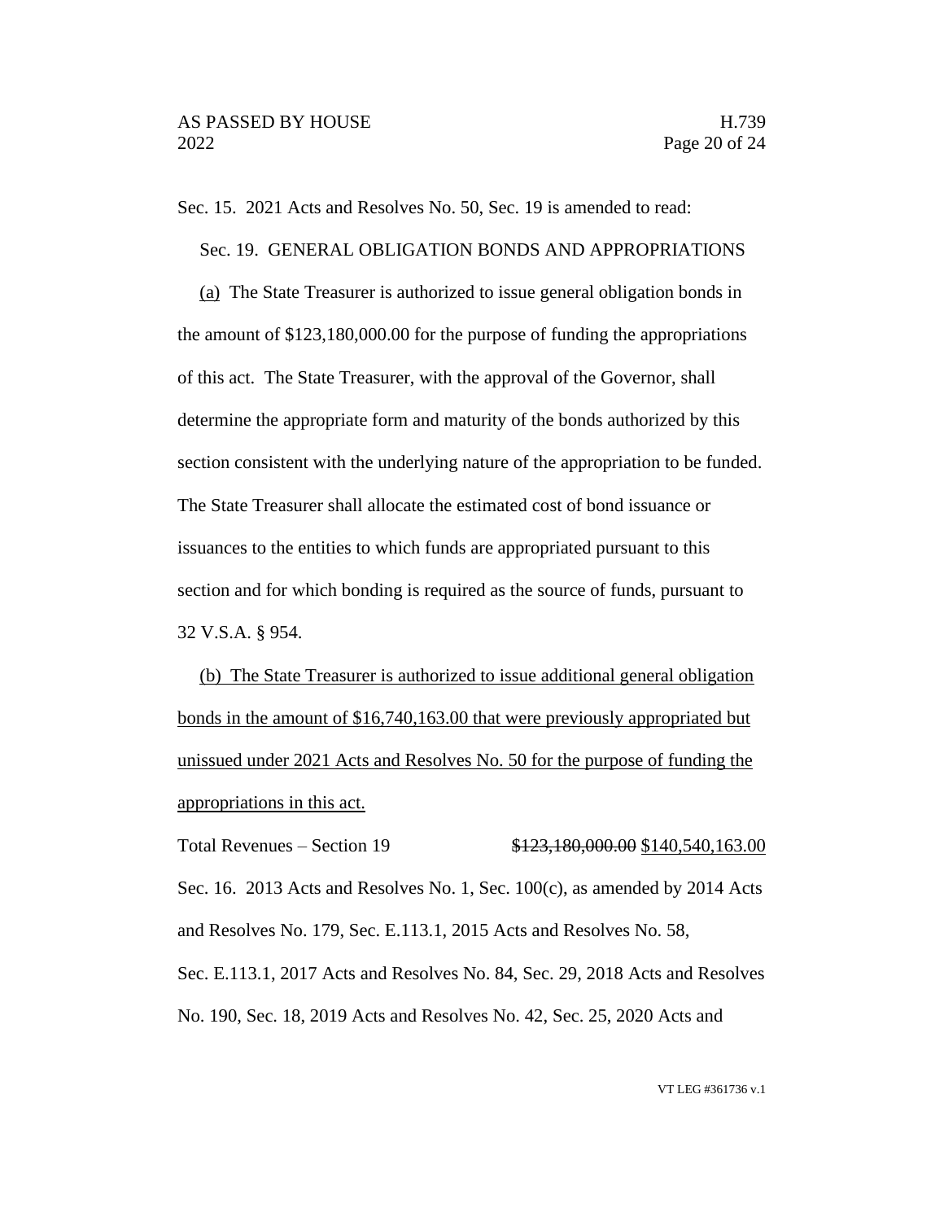Sec. 15. 2021 Acts and Resolves No. 50, Sec. 19 is amended to read:

Sec. 19. GENERAL OBLIGATION BONDS AND APPROPRIATIONS

<u>(a)</u> The State Treasurer is authorized to issue general obligation bonds in the amount of $123,180,000.00 for the purpose of funding the appropriations of this act. The State Treasurer, with the approval of the Governor, shall determine the appropriate form and maturity of the bonds authorized by this section consistent with the underlying nature of the appropriation to be funded. The State Treasurer shall allocate the estimated cost of bond issuance or issuances to the entities to which funds are appropriated pursuant to this section and for which bonding is required as the source of funds, pursuant to 32 V.S.A. § 954.

<u>(b) The State Treasurer is authorized to issue additional general obligation bonds in the amount of $16,740,163.00 that were previously appropriated but unissued under 2021 Acts and Resolves No. 50 for the purpose of funding the appropriations in this act.</u>

Total Revenues – Section 19 ~~$123,180,000.00~~ <u>$140,540,163.00</u>

Sec. 16. 2013 Acts and Resolves No. 1, Sec. 100(c), as amended by 2014 Acts and Resolves No. 179, Sec. E.113.1, 2015 Acts and Resolves No. 58, Sec. E.113.1, 2017 Acts and Resolves No. 84, Sec. 29, 2018 Acts and Resolves No. 190, Sec. 18, 2019 Acts and Resolves No. 42, Sec. 25, 2020 Acts and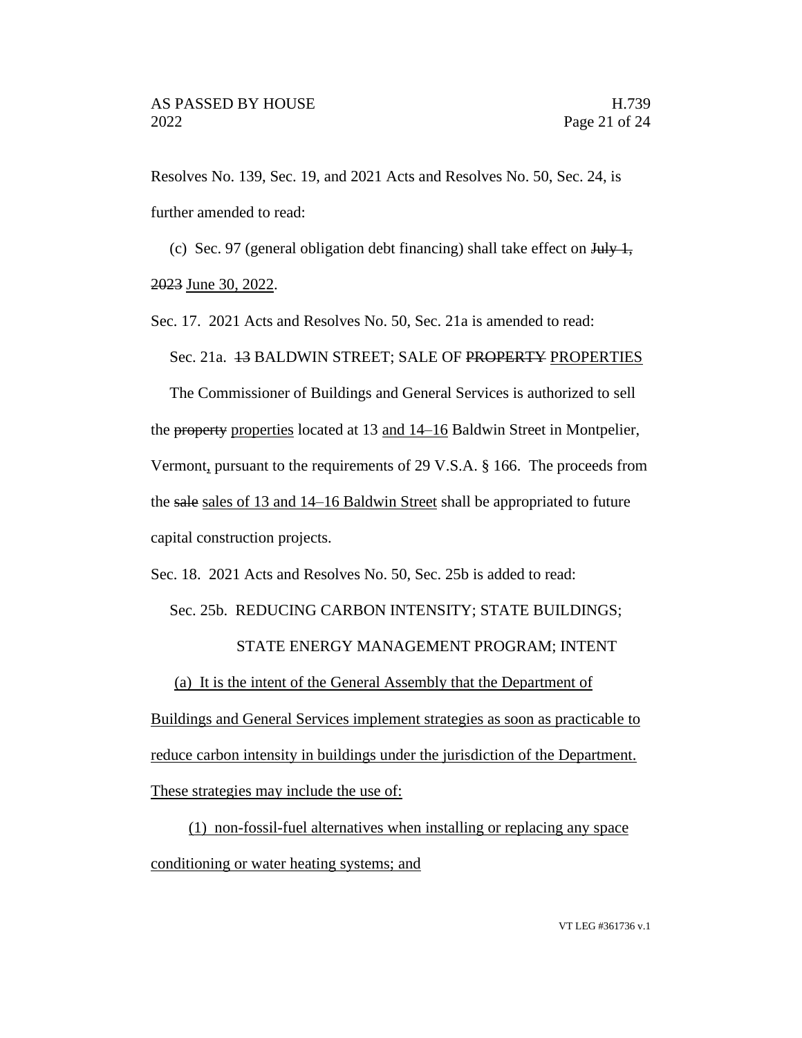Resolves No. 139, Sec. 19, and 2021 Acts and Resolves No. 50, Sec. 24, is further amended to read:

(c) Sec. 97 (general obligation debt financing) shall take effect on ~~July 1, 2023~~ <u>June 30, 2022</u>.

Sec. 17. 2021 Acts and Resolves No. 50, Sec. 21a is amended to read:

Sec. 21a. ~~13~~ BALDWIN STREET; SALE OF ~~PROPERTY~~ <u>PROPERTIES</u>

The Commissioner of Buildings and General Services is authorized to sell the ~~property~~ <u>properties</u> located at 13 <u>and 14–16</u> Baldwin Street in Montpelier, Vermont<u>,</u> pursuant to the requirements of 29 V.S.A. § 166. The proceeds from the ~~sale~~ <u>sales of 13 and 14–16 Baldwin Street</u> shall be appropriated to future capital construction projects.

Sec. 18. 2021 Acts and Resolves No. 50, Sec. 25b is added to read:

Sec. 25b. REDUCING CARBON INTENSITY; STATE BUILDINGS; STATE ENERGY MANAGEMENT PROGRAM; INTENT

<u>(a) It is the intent of the General Assembly that the Department of Buildings and General Services implement strategies as soon as practicable to reduce carbon intensity in buildings under the jurisdiction of the Department. These strategies may include the use of:</u>

<u>(1) non-fossil-fuel alternatives when installing or replacing any space conditioning or water heating systems; and</u>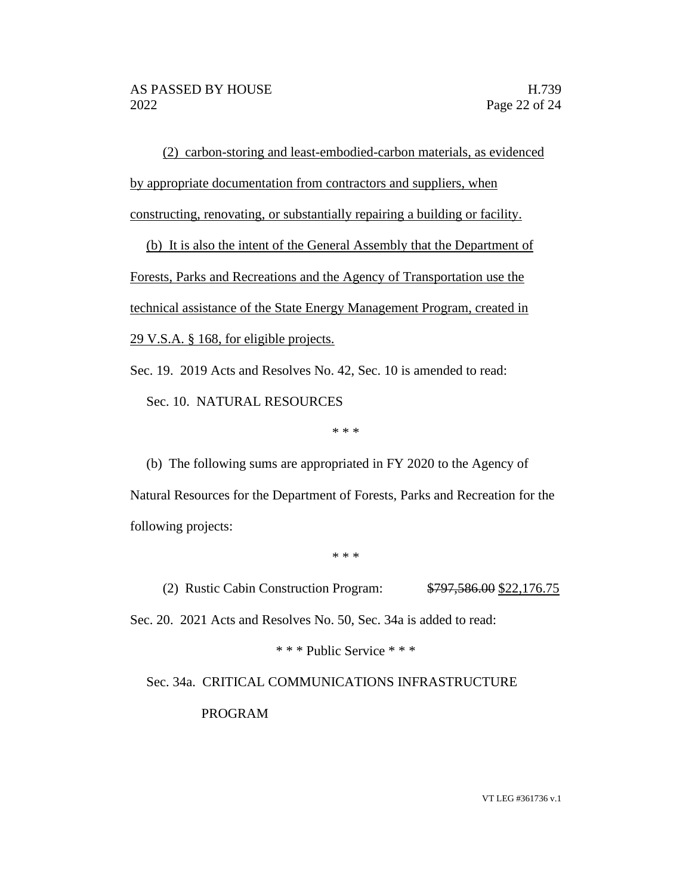(2) carbon-storing and least-embodied-carbon materials, as evidenced by appropriate documentation from contractors and suppliers, when constructing, renovating, or substantially repairing a building or facility.

(b) It is also the intent of the General Assembly that the Department of Forests, Parks and Recreations and the Agency of Transportation use the technical assistance of the State Energy Management Program, created in 29 V.S.A. § 168, for eligible projects.

Sec. 19. 2019 Acts and Resolves No. 42, Sec. 10 is amended to read:

Sec. 10. NATURAL RESOURCES

\* \* \*

(b) The following sums are appropriated in FY 2020 to the Agency of Natural Resources for the Department of Forests, Parks and Recreation for the following projects:

\* \* \*

(2) Rustic Cabin Construction Program: ~~$797,586.00~~ $22,176.75

Sec. 20. 2021 Acts and Resolves No. 50, Sec. 34a is added to read:

\* \* \* Public Service \* \* \*

Sec. 34a. CRITICAL COMMUNICATIONS INFRASTRUCTURE PROGRAM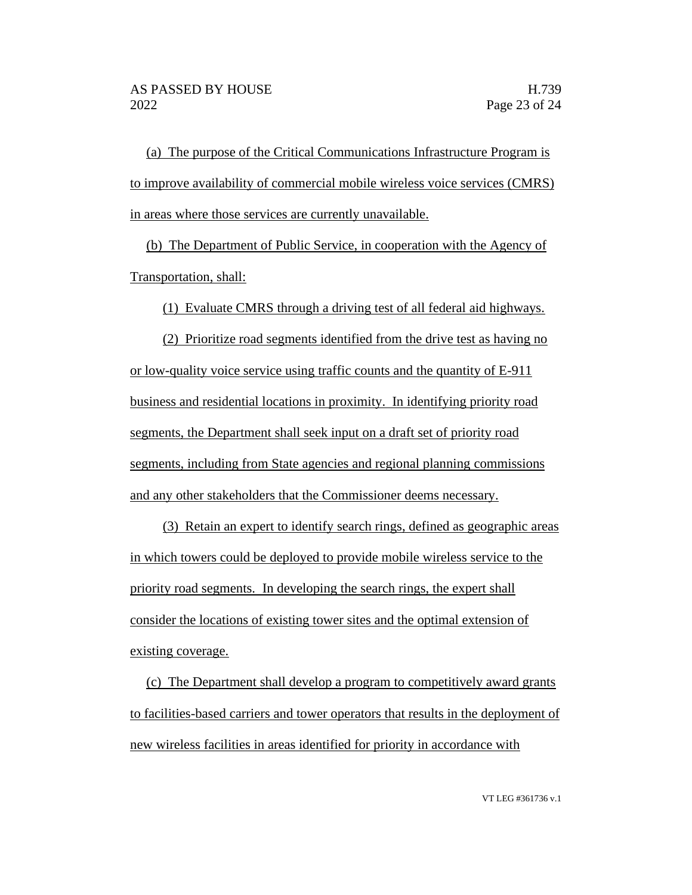(a) The purpose of the Critical Communications Infrastructure Program is to improve availability of commercial mobile wireless voice services (CMRS) in areas where those services are currently unavailable.

(b) The Department of Public Service, in cooperation with the Agency of Transportation, shall:

(1) Evaluate CMRS through a driving test of all federal aid highways.

(2) Prioritize road segments identified from the drive test as having no or low-quality voice service using traffic counts and the quantity of E-911 business and residential locations in proximity. In identifying priority road segments, the Department shall seek input on a draft set of priority road segments, including from State agencies and regional planning commissions and any other stakeholders that the Commissioner deems necessary.

(3) Retain an expert to identify search rings, defined as geographic areas in which towers could be deployed to provide mobile wireless service to the priority road segments. In developing the search rings, the expert shall consider the locations of existing tower sites and the optimal extension of existing coverage.

(c) The Department shall develop a program to competitively award grants to facilities-based carriers and tower operators that results in the deployment of new wireless facilities in areas identified for priority in accordance with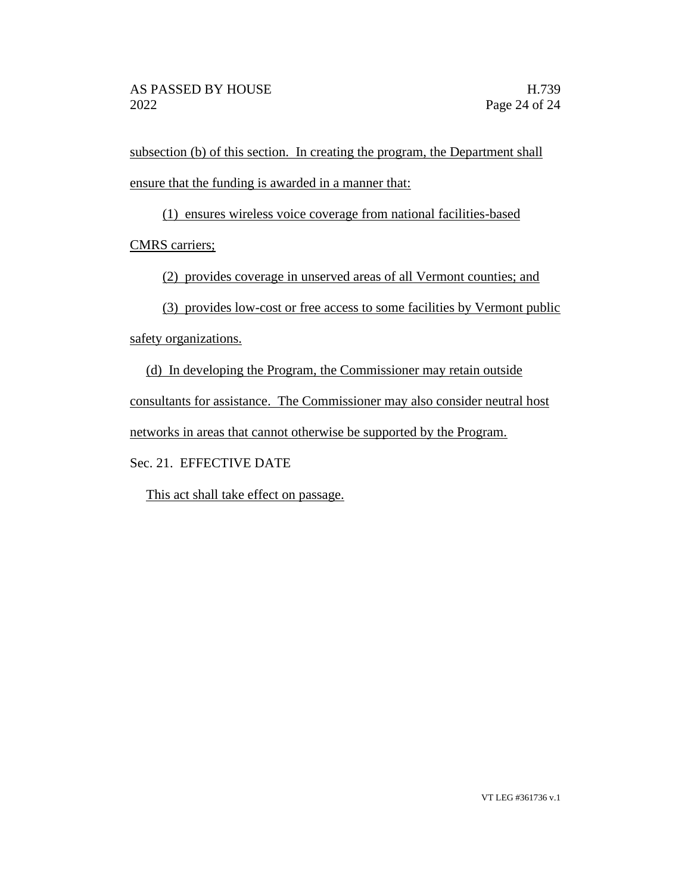subsection (b) of this section. In creating the program, the Department shall ensure that the funding is awarded in a manner that:

(1) ensures wireless voice coverage from national facilities-based CMRS carriers;

(2) provides coverage in unserved areas of all Vermont counties; and

(3) provides low-cost or free access to some facilities by Vermont public safety organizations.

(d) In developing the Program, the Commissioner may retain outside consultants for assistance. The Commissioner may also consider neutral host networks in areas that cannot otherwise be supported by the Program.

Sec. 21. EFFECTIVE DATE

This act shall take effect on passage.